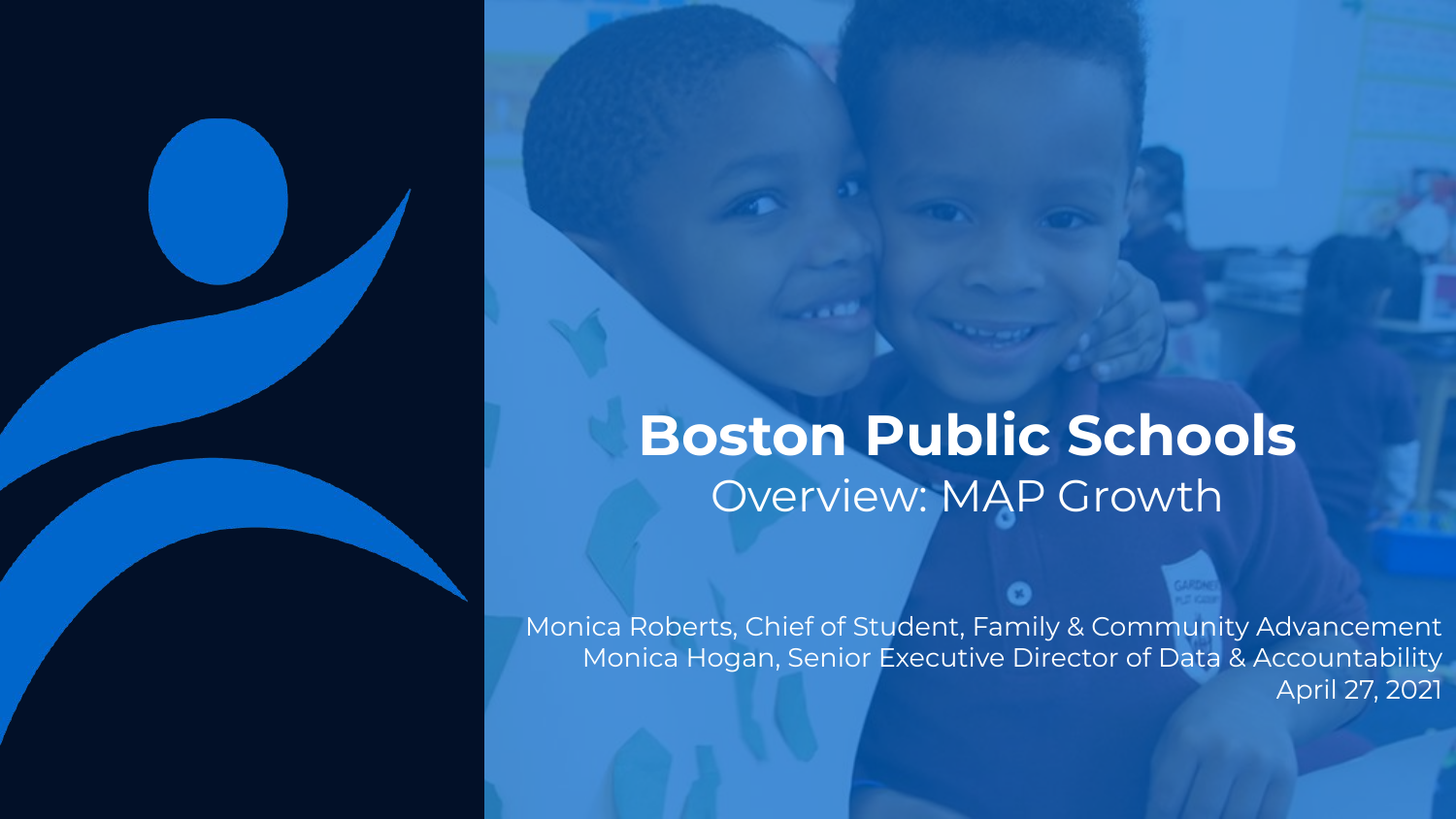# Boston Public Schools

## Overview: MAP Growth

Monica Roberts, Chief of Student, Family & Community Advancement
Monica Hogan, Senior Executive Director of Data & Accountability
April 27, 2021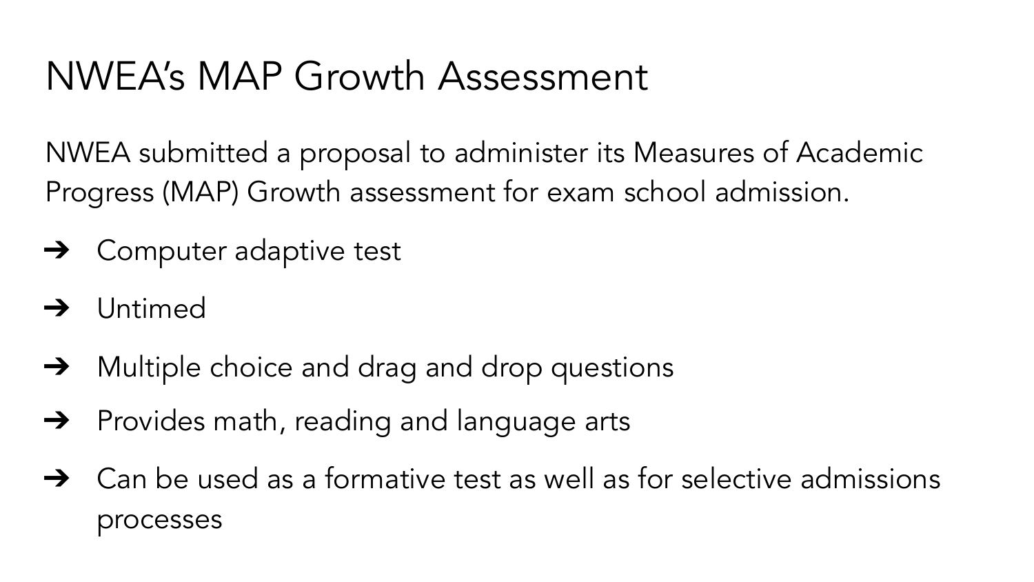# NWEA's MAP Growth Assessment

NWEA submitted a proposal to administer its Measures of Academic Progress (MAP) Growth assessment for exam school admission.

- Computer adaptive test
- Untimed
- Multiple choice and drag and drop questions
- Provides math, reading and language arts
- Can be used as a formative test as well as for selective admissions processes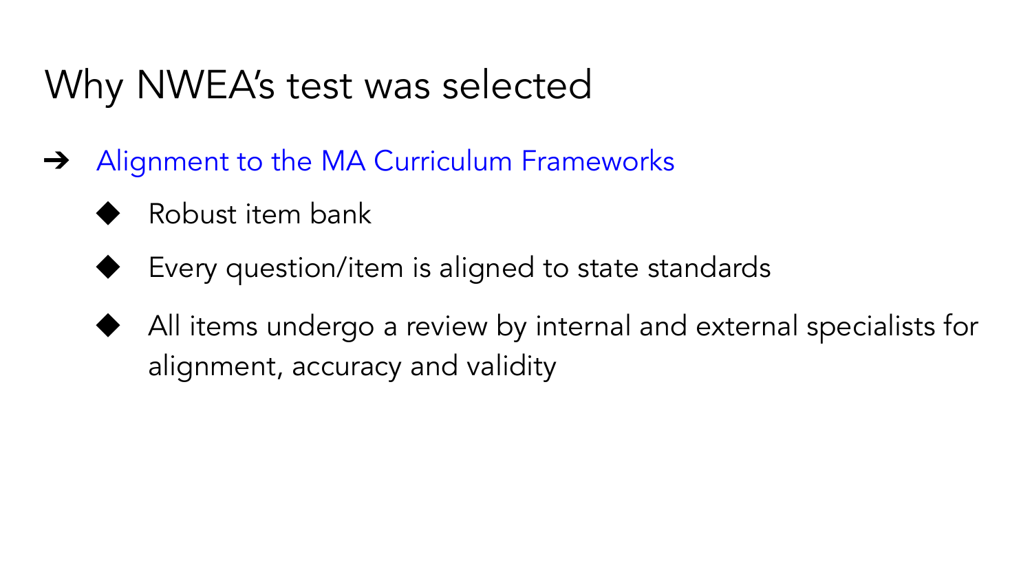# Why NWEA's test was selected

- Alignment to the MA Curriculum Frameworks
  - Robust item bank
  - Every question/item is aligned to state standards
  - All items undergo a review by internal and external specialists for alignment, accuracy and validity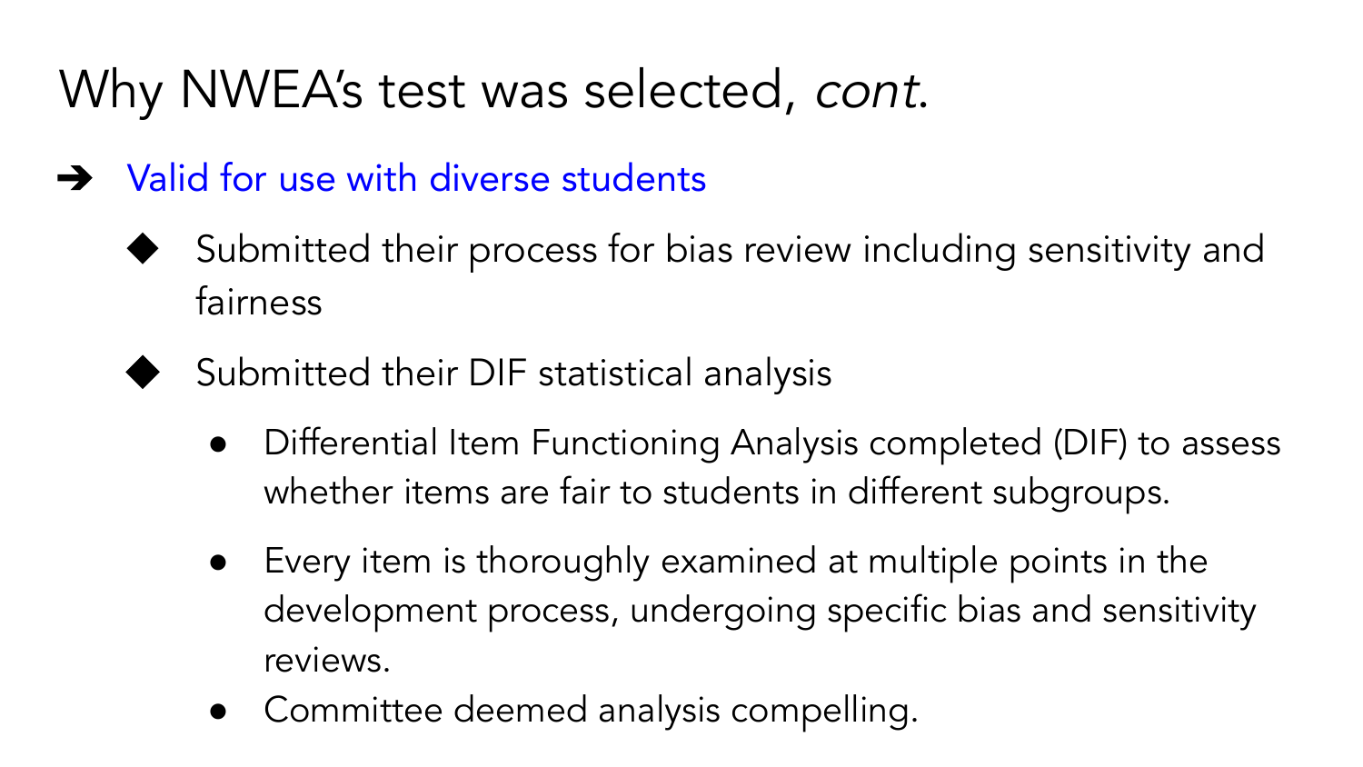# Why NWEA's test was selected, *cont.*

- Valid for use with diverse students
  - Submitted their process for bias review including sensitivity and fairness
  - Submitted their DIF statistical analysis
    - Differential Item Functioning Analysis completed (DIF) to assess whether items are fair to students in different subgroups.
    - Every item is thoroughly examined at multiple points in the development process, undergoing specific bias and sensitivity reviews.
    - Committee deemed analysis compelling.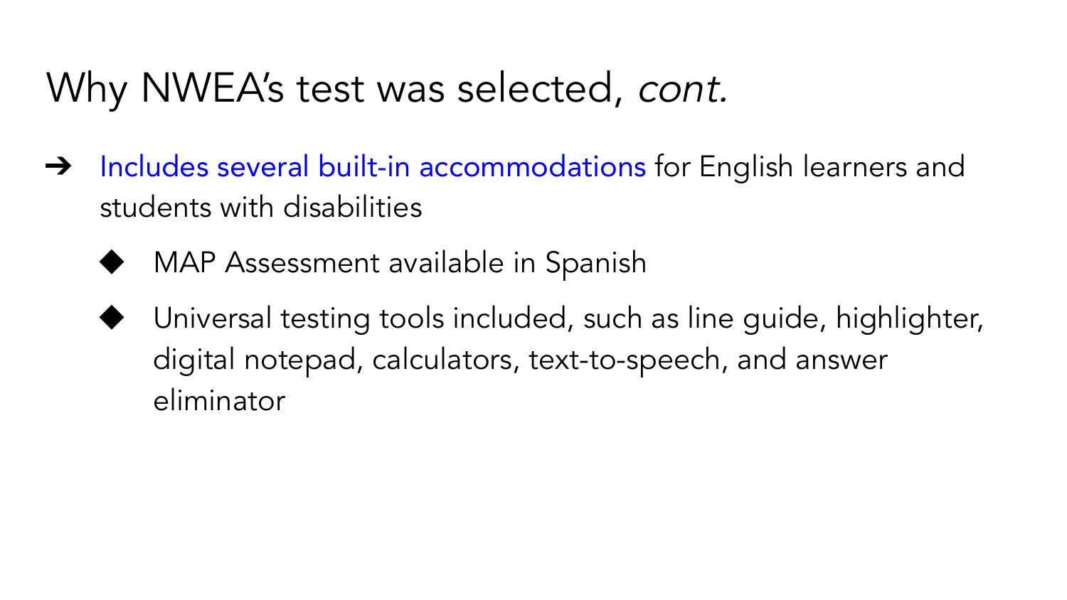# Why NWEA's test was selected, *cont.*

- Includes several built-in accommodations for English learners and students with disabilities
  - MAP Assessment available in Spanish
  - Universal testing tools included, such as line guide, highlighter, digital notepad, calculators, text-to-speech, and answer eliminator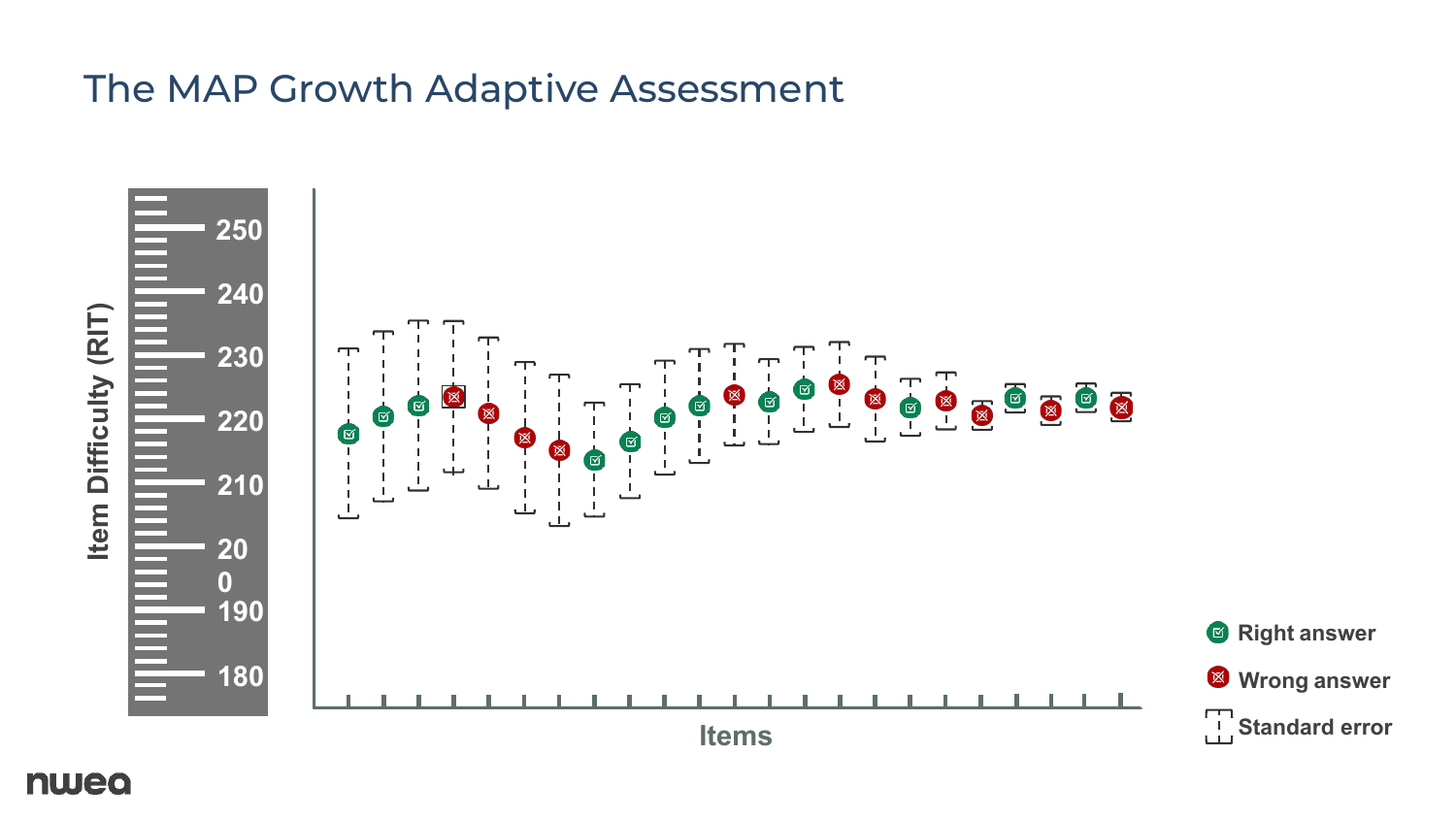# The MAP Growth Adaptive Assessment

Item Difficulty (RIT)

250
240
230
220
210
20
0
190
180

Items

Right answer

Wrong answer

Standard error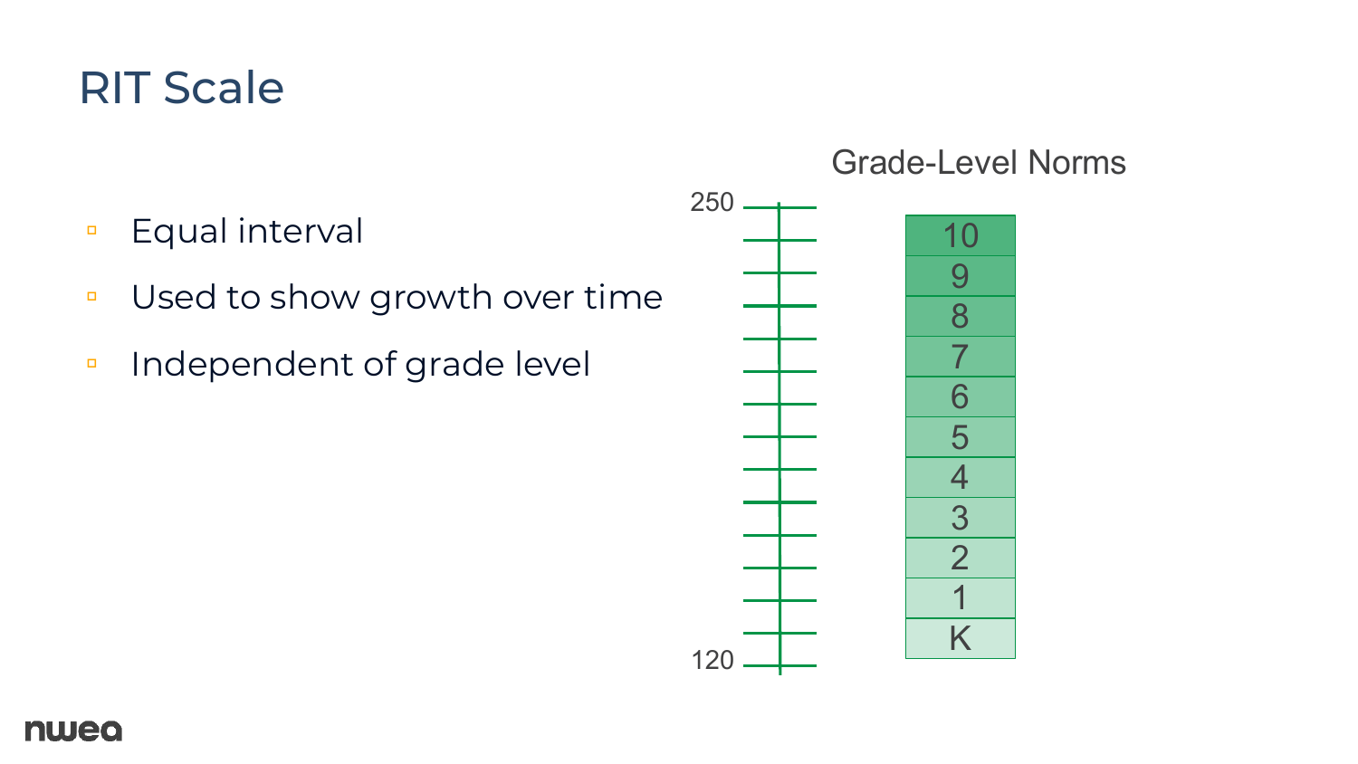# RIT Scale

- Equal interval
- Used to show growth over time
- Independent of grade level

Grade-Level Norms

250

120

| 10 |
|---|
| 9 |
| 8 |
| 7 |
| 6 |
| 5 |
| 4 |
| 3 |
| 2 |
| 1 |
| K |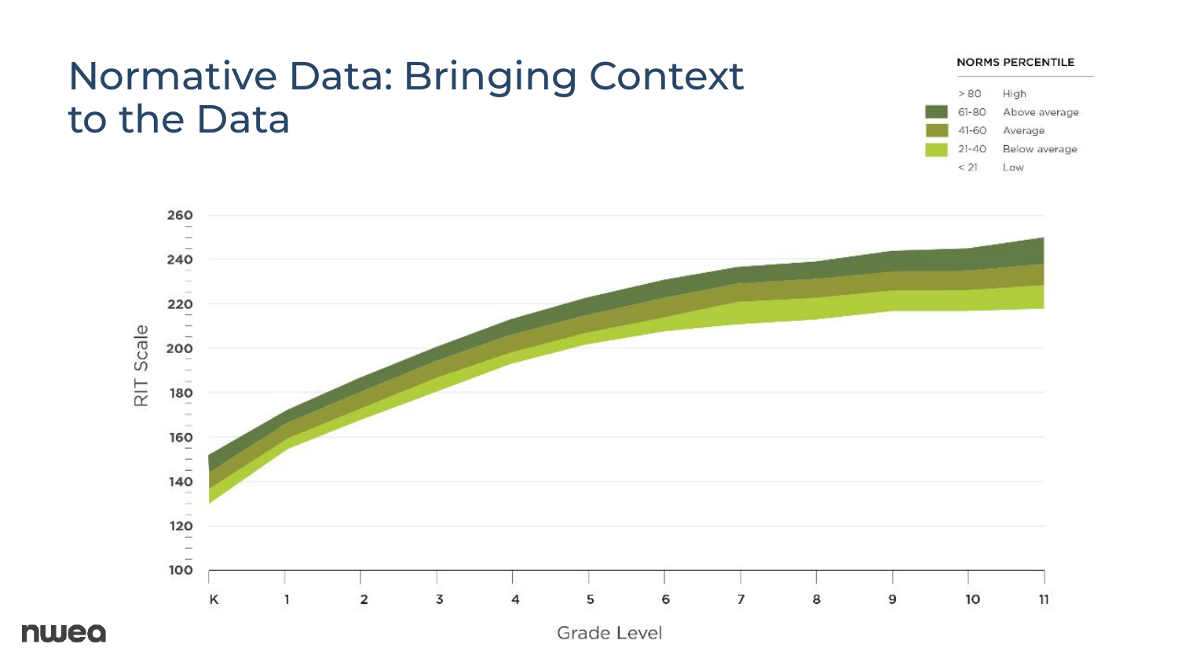# Normative Data: Bringing Context to the Data

**NORMS PERCENTILE**

| Percentile | Level |
|---|---|
| > 80 | High |
| 61-80 | Above average |
| 41-60 | Average |
| 21-40 | Below average |
| < 21 | Low |

RIT Scale

260, 240, 220, 200, 180, 160, 140, 120, 100

K, 1, 2, 3, 4, 5, 6, 7, 8, 9, 10, 11

Grade Level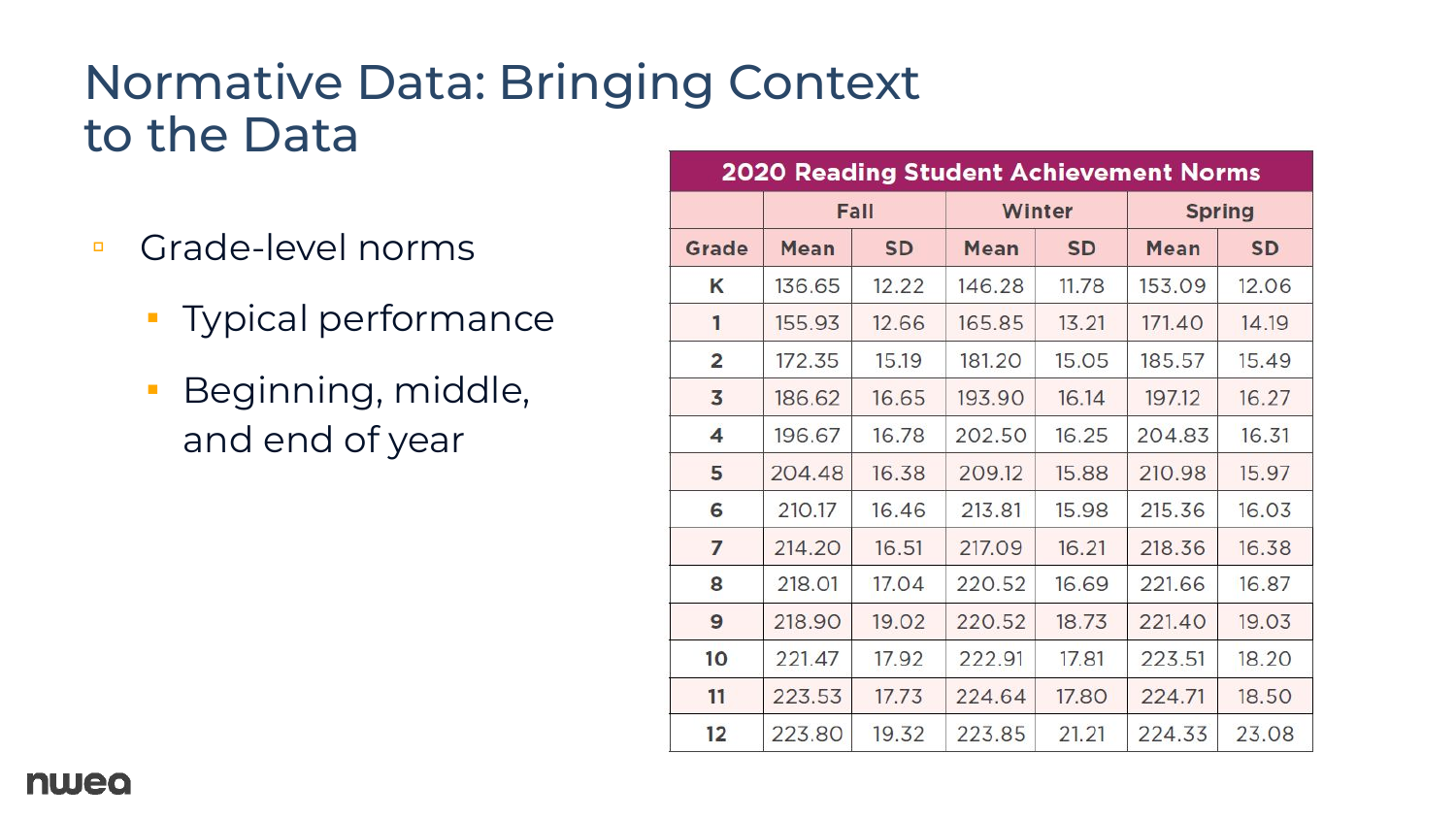# Normative Data: Bringing Context to the Data

- Grade-level norms
  - Typical performance
  - Beginning, middle, and end of year

**2020 Reading Student Achievement Norms**

| | Fall | | Winter | | Spring | |
|---|---|---|---|---|---|---|
| **Grade** | **Mean** | **SD** | **Mean** | **SD** | **Mean** | **SD** |
| **K** | 136.65 | 12.22 | 146.28 | 11.78 | 153.09 | 12.06 |
| **1** | 155.93 | 12.66 | 165.85 | 13.21 | 171.40 | 14.19 |
| **2** | 172.35 | 15.19 | 181.20 | 15.05 | 185.57 | 15.49 |
| **3** | 186.62 | 16.65 | 193.90 | 16.14 | 197.12 | 16.27 |
| **4** | 196.67 | 16.78 | 202.50 | 16.25 | 204.83 | 16.31 |
| **5** | 204.48 | 16.38 | 209.12 | 15.88 | 210.98 | 15.97 |
| **6** | 210.17 | 16.46 | 213.81 | 15.98 | 215.36 | 16.03 |
| **7** | 214.20 | 16.51 | 217.09 | 16.21 | 218.36 | 16.38 |
| **8** | 218.01 | 17.04 | 220.52 | 16.69 | 221.66 | 16.87 |
| **9** | 218.90 | 19.02 | 220.52 | 18.73 | 221.40 | 19.03 |
| **10** | 221.47 | 17.92 | 222.91 | 17.81 | 223.51 | 18.20 |
| **11** | 223.53 | 17.73 | 224.64 | 17.80 | 224.71 | 18.50 |
| **12** | 223.80 | 19.32 | 223.85 | 21.21 | 224.33 | 23.08 |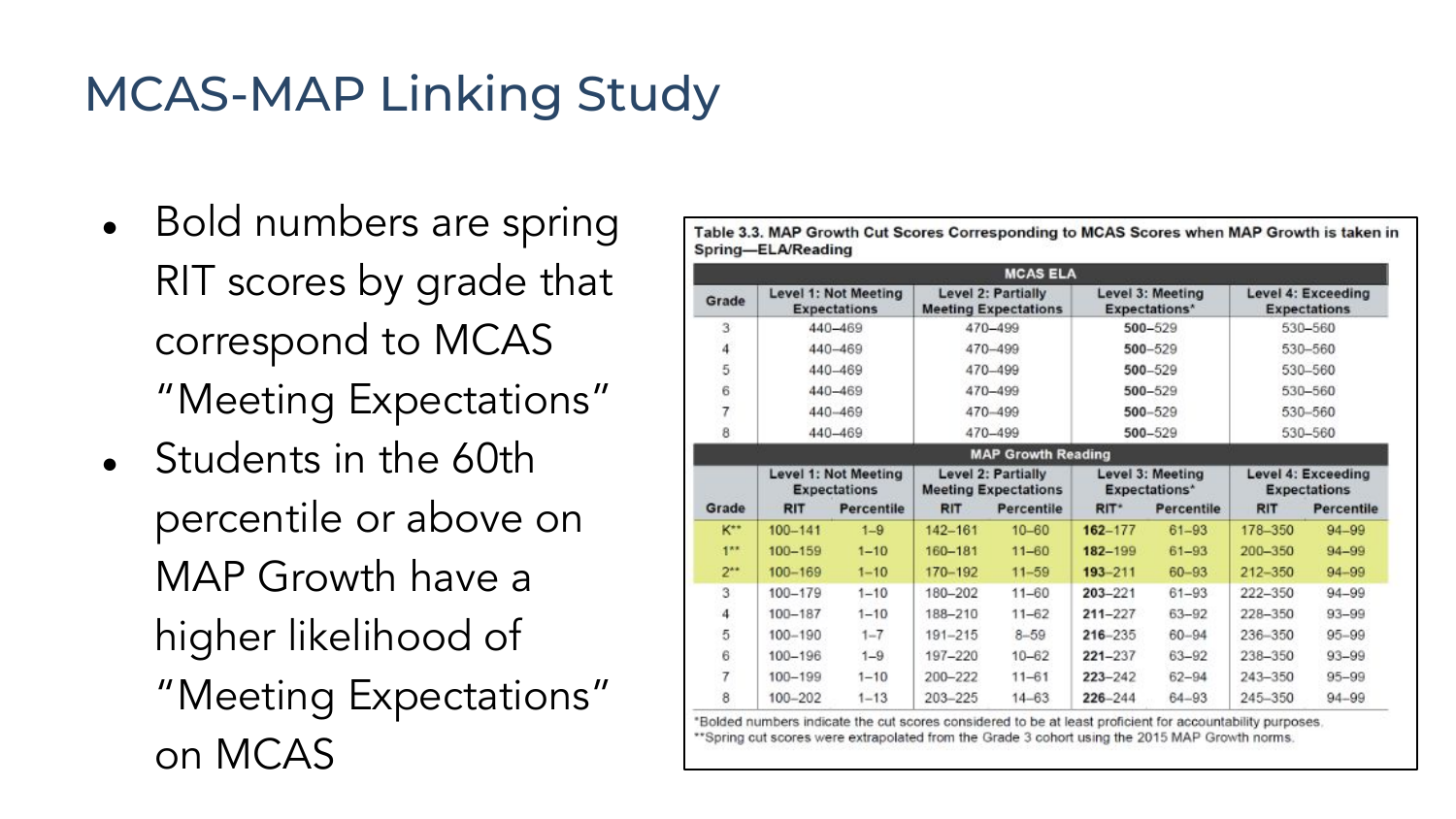# MCAS-MAP Linking Study

- Bold numbers are spring RIT scores by grade that correspond to MCAS "Meeting Expectations"
- Students in the 60th percentile or above on MAP Growth have a higher likelihood of "Meeting Expectations" on MCAS

**Table 3.3. MAP Growth Cut Scores Corresponding to MCAS Scores when MAP Growth is taken in Spring—ELA/Reading**

| MCAS ELA | | | | |
|---|---|---|---|---|
| Grade | Level 1: Not Meeting Expectations | Level 2: Partially Meeting Expectations | Level 3: Meeting Expectations* | Level 4: Exceeding Expectations |
| 3 | 440–469 | 470–499 | **500**–529 | 530–560 |
| 4 | 440–469 | 470–499 | **500**–529 | 530–560 |
| 5 | 440–469 | 470–499 | **500**–529 | 530–560 |
| 6 | 440–469 | 470–499 | **500**–529 | 530–560 |
| 7 | 440–469 | 470–499 | **500**–529 | 530–560 |
| 8 | 440–469 | 470–499 | **500**–529 | 530–560 |

| MAP Growth Reading | | | | | | | | |
|---|---|---|---|---|---|---|---|---|
| | Level 1: Not Meeting Expectations | | Level 2: Partially Meeting Expectations | | Level 3: Meeting Expectations* | | Level 4: Exceeding Expectations | |
| Grade | RIT | Percentile | RIT | Percentile | RIT* | Percentile | RIT | Percentile |
| K** | 100–141 | 1–9 | 142–161 | 10–60 | **162**–177 | 61–93 | 178–350 | 94–99 |
| 1** | 100–159 | 1–10 | 160–181 | 11–60 | **182**–199 | 61–93 | 200–350 | 94–99 |
| 2** | 100–169 | 1–10 | 170–192 | 11–59 | **193**–211 | 60–93 | 212–350 | 94–99 |
| 3 | 100–179 | 1–10 | 180–202 | 11–60 | **203**–221 | 61–93 | 222–350 | 94–99 |
| 4 | 100–187 | 1–10 | 188–210 | 11–62 | **211**–227 | 63–92 | 228–350 | 93–99 |
| 5 | 100–190 | 1–7 | 191–215 | 8–59 | **216**–235 | 60–94 | 236–350 | 95–99 |
| 6 | 100–196 | 1–9 | 197–220 | 10–62 | **221**–237 | 63–92 | 238–350 | 93–99 |
| 7 | 100–199 | 1–10 | 200–222 | 11–61 | **223**–242 | 62–94 | 243–350 | 95–99 |
| 8 | 100–202 | 1–13 | 203–225 | 14–63 | **226**–244 | 64–93 | 245–350 | 94–99 |

*Bolded numbers indicate the cut scores considered to be at least proficient for accountability purposes.
**Spring cut scores were extrapolated from the Grade 3 cohort using the 2015 MAP Growth norms.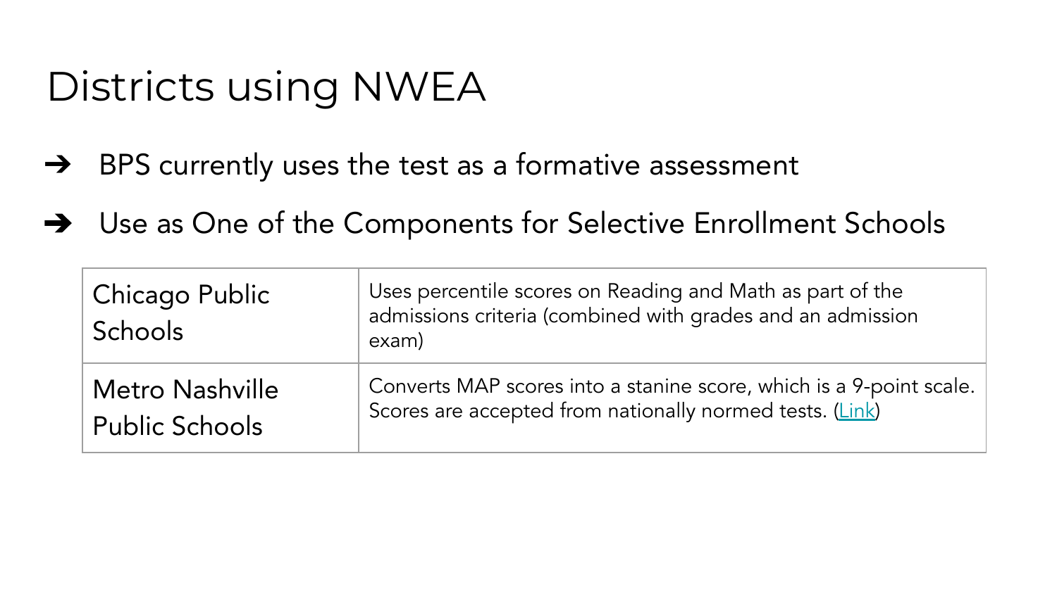# Districts using NWEA

- BPS currently uses the test as a formative assessment
- Use as One of the Components for Selective Enrollment Schools

| | |
|---|---|
| Chicago Public Schools | Uses percentile scores on Reading and Math as part of the admissions criteria (combined with grades and an admission exam) |
| Metro Nashville Public Schools | Converts MAP scores into a stanine score, which is a 9-point scale. Scores are accepted from nationally normed tests. (Link) |